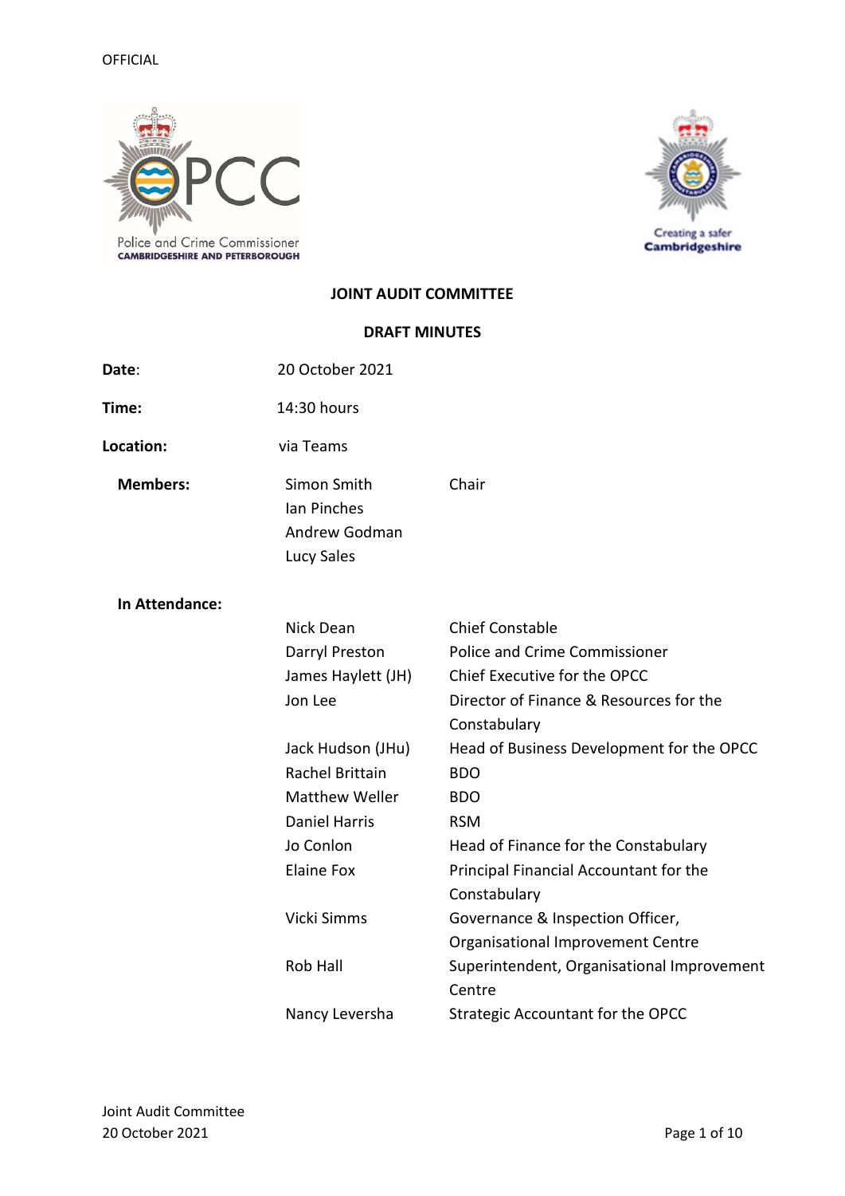OFFICIAL

# JOINT AUDIT COMMITTEE

## DRAFT MINUTES

**Date**: 20 October 2021

**Time:** 14:30 hours

**Location:** via Teams

**Members:**

| | |
|---|---|
| Simon Smith | Chair |
| Ian Pinches | |
| Andrew Godman | |
| Lucy Sales | |

**In Attendance:**

| | |
|---|---|
| Nick Dean | Chief Constable |
| Darryl Preston | Police and Crime Commissioner |
| James Haylett (JH) | Chief Executive for the OPCC |
| Jon Lee | Director of Finance & Resources for the Constabulary |
| Jack Hudson (JHu) | Head of Business Development for the OPCC |
| Rachel Brittain | BDO |
| Matthew Weller | BDO |
| Daniel Harris | RSM |
| Jo Conlon | Head of Finance for the Constabulary |
| Elaine Fox | Principal Financial Accountant for the Constabulary |
| Vicki Simms | Governance & Inspection Officer, Organisational Improvement Centre |
| Rob Hall | Superintendent, Organisational Improvement Centre |
| Nancy Leversha | Strategic Accountant for the OPCC |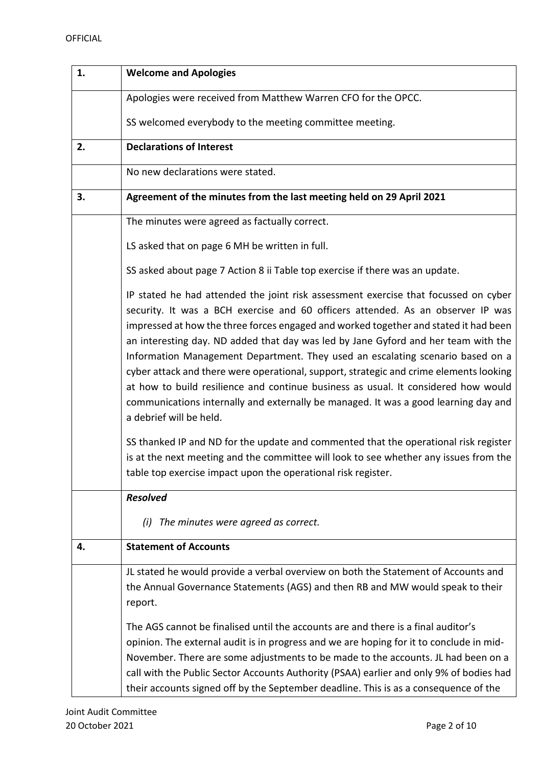| 1. | **Welcome and Apologies** |
| --- | --- |
| | Apologies were received from Matthew Warren CFO for the OPCC.<br><br>SS welcomed everybody to the meeting committee meeting. |
| **2.** | **Declarations of Interest** |
| | No new declarations were stated. |
| **3.** | **Agreement of the minutes from the last meeting held on 29 April 2021** |
| | The minutes were agreed as factually correct.<br><br>LS asked that on page 6 MH be written in full.<br><br>SS asked about page 7 Action 8 ii Table top exercise if there was an update.<br><br>IP stated he had attended the joint risk assessment exercise that focussed on cyber security. It was a BCH exercise and 60 officers attended. As an observer IP was impressed at how the three forces engaged and worked together and stated it had been an interesting day. ND added that day was led by Jane Gyford and her team with the Information Management Department. They used an escalating scenario based on a cyber attack and there were operational, support, strategic and crime elements looking at how to build resilience and continue business as usual. It considered how would communications internally and externally be managed. It was a good learning day and a debrief will be held.<br><br>SS thanked IP and ND for the update and commented that the operational risk register is at the next meeting and the committee will look to see whether any issues from the table top exercise impact upon the operational risk register. |
| | ***Resolved***<br><br>*(i) The minutes were agreed as correct.* |
| **4.** | **Statement of Accounts** |
| | JL stated he would provide a verbal overview on both the Statement of Accounts and the Annual Governance Statements (AGS) and then RB and MW would speak to their report.<br><br>The AGS cannot be finalised until the accounts are and there is a final auditor's opinion. The external audit is in progress and we are hoping for it to conclude in mid-November. There are some adjustments to be made to the accounts. JL had been on a call with the Public Sector Accounts Authority (PSAA) earlier and only 9% of bodies had their accounts signed off by the September deadline. This is as a consequence of the |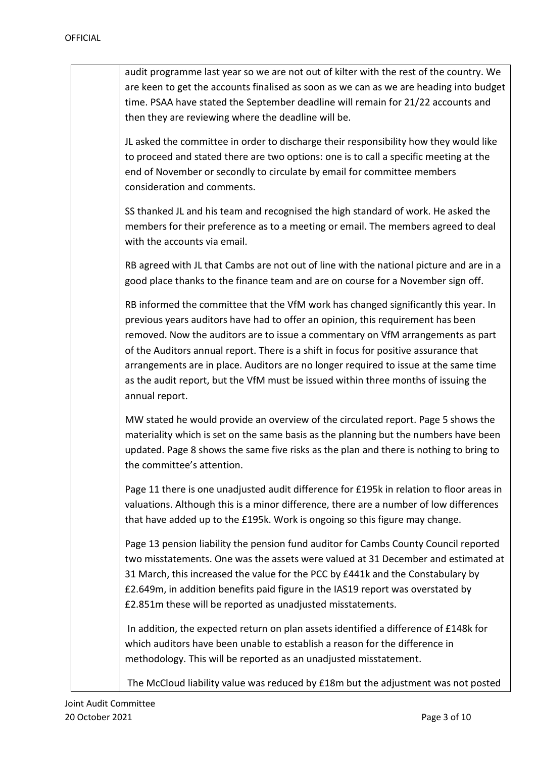audit programme last year so we are not out of kilter with the rest of the country. We are keen to get the accounts finalised as soon as we can as we are heading into budget time. PSAA have stated the September deadline will remain for 21/22 accounts and then they are reviewing where the deadline will be.

JL asked the committee in order to discharge their responsibility how they would like to proceed and stated there are two options: one is to call a specific meeting at the end of November or secondly to circulate by email for committee members consideration and comments.

SS thanked JL and his team and recognised the high standard of work. He asked the members for their preference as to a meeting or email. The members agreed to deal with the accounts via email.

RB agreed with JL that Cambs are not out of line with the national picture and are in a good place thanks to the finance team and are on course for a November sign off.

RB informed the committee that the VfM work has changed significantly this year. In previous years auditors have had to offer an opinion, this requirement has been removed. Now the auditors are to issue a commentary on VfM arrangements as part of the Auditors annual report. There is a shift in focus for positive assurance that arrangements are in place. Auditors are no longer required to issue at the same time as the audit report, but the VfM must be issued within three months of issuing the annual report.

MW stated he would provide an overview of the circulated report. Page 5 shows the materiality which is set on the same basis as the planning but the numbers have been updated. Page 8 shows the same five risks as the plan and there is nothing to bring to the committee's attention.

Page 11 there is one unadjusted audit difference for £195k in relation to floor areas in valuations. Although this is a minor difference, there are a number of low differences that have added up to the £195k. Work is ongoing so this figure may change.

Page 13 pension liability the pension fund auditor for Cambs County Council reported two misstatements. One was the assets were valued at 31 December and estimated at 31 March, this increased the value for the PCC by £441k and the Constabulary by £2.649m, in addition benefits paid figure in the IAS19 report was overstated by £2.851m these will be reported as unadjusted misstatements.

In addition, the expected return on plan assets identified a difference of £148k for which auditors have been unable to establish a reason for the difference in methodology. This will be reported as an unadjusted misstatement.

The McCloud liability value was reduced by £18m but the adjustment was not posted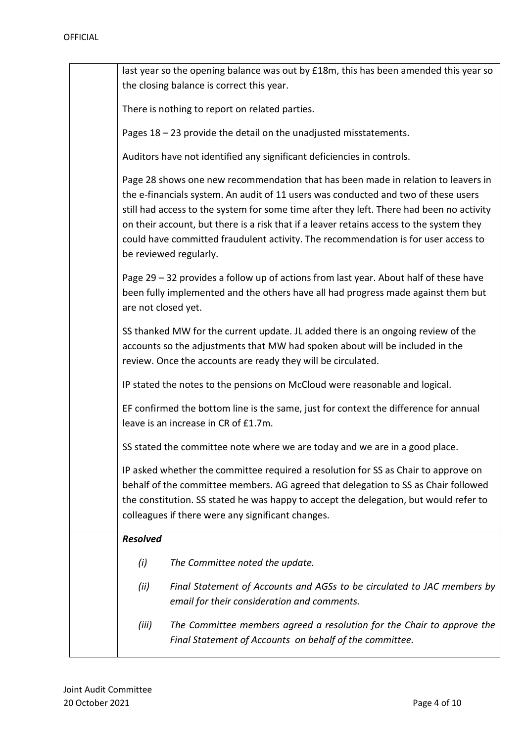OFFICIAL

last year so the opening balance was out by £18m, this has been amended this year so the closing balance is correct this year.

There is nothing to report on related parties.

Pages 18 – 23 provide the detail on the unadjusted misstatements.

Auditors have not identified any significant deficiencies in controls.

Page 28 shows one new recommendation that has been made in relation to leavers in the e-financials system. An audit of 11 users was conducted and two of these users still had access to the system for some time after they left. There had been no activity on their account, but there is a risk that if a leaver retains access to the system they could have committed fraudulent activity. The recommendation is for user access to be reviewed regularly.

Page 29 – 32 provides a follow up of actions from last year. About half of these have been fully implemented and the others have all had progress made against them but are not closed yet.

SS thanked MW for the current update. JL added there is an ongoing review of the accounts so the adjustments that MW had spoken about will be included in the review. Once the accounts are ready they will be circulated.

IP stated the notes to the pensions on McCloud were reasonable and logical.

EF confirmed the bottom line is the same, just for context the difference for annual leave is an increase in CR of £1.7m.

SS stated the committee note where we are today and we are in a good place.

IP asked whether the committee required a resolution for SS as Chair to approve on behalf of the committee members. AG agreed that delegation to SS as Chair followed the constitution. SS stated he was happy to accept the delegation, but would refer to colleagues if there were any significant changes.

***Resolved***

*(i)* *The Committee noted the update.*

*(ii)* *Final Statement of Accounts and AGSs to be circulated to JAC members by email for their consideration and comments.*

*(iii)* *The Committee members agreed a resolution for the Chair to approve the Final Statement of Accounts on behalf of the committee.*

Joint Audit Committee
20 October 2021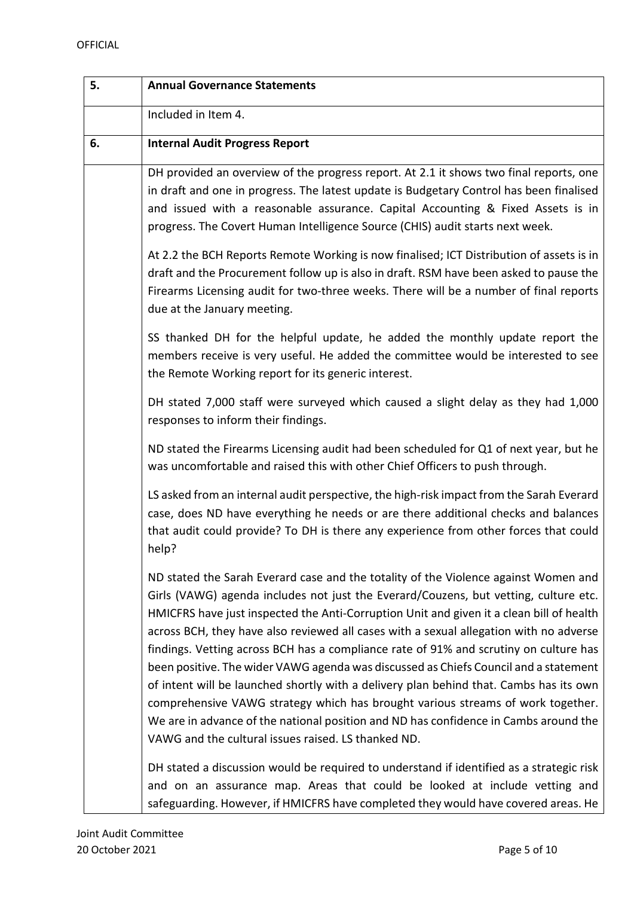| 5. | **Annual Governance Statements** |
|---|---|
| | Included in Item 4. |
| 6. | **Internal Audit Progress Report** |
| | DH provided an overview of the progress report. At 2.1 it shows two final reports, one in draft and one in progress. The latest update is Budgetary Control has been finalised and issued with a reasonable assurance. Capital Accounting & Fixed Assets is in progress. The Covert Human Intelligence Source (CHIS) audit starts next week.<br><br>At 2.2 the BCH Reports Remote Working is now finalised; ICT Distribution of assets is in draft and the Procurement follow up is also in draft. RSM have been asked to pause the Firearms Licensing audit for two-three weeks. There will be a number of final reports due at the January meeting.<br><br>SS thanked DH for the helpful update, he added the monthly update report the members receive is very useful. He added the committee would be interested to see the Remote Working report for its generic interest.<br><br>DH stated 7,000 staff were surveyed which caused a slight delay as they had 1,000 responses to inform their findings.<br><br>ND stated the Firearms Licensing audit had been scheduled for Q1 of next year, but he was uncomfortable and raised this with other Chief Officers to push through.<br><br>LS asked from an internal audit perspective, the high-risk impact from the Sarah Everard case, does ND have everything he needs or are there additional checks and balances that audit could provide? To DH is there any experience from other forces that could help?<br><br>ND stated the Sarah Everard case and the totality of the Violence against Women and Girls (VAWG) agenda includes not just the Everard/Couzens, but vetting, culture etc. HMICFRS have just inspected the Anti-Corruption Unit and given it a clean bill of health across BCH, they have also reviewed all cases with a sexual allegation with no adverse findings. Vetting across BCH has a compliance rate of 91% and scrutiny on culture has been positive. The wider VAWG agenda was discussed as Chiefs Council and a statement of intent will be launched shortly with a delivery plan behind that. Cambs has its own comprehensive VAWG strategy which has brought various streams of work together. We are in advance of the national position and ND has confidence in Cambs around the VAWG and the cultural issues raised. LS thanked ND.<br><br>DH stated a discussion would be required to understand if identified as a strategic risk and on an assurance map. Areas that could be looked at include vetting and safeguarding. However, if HMICFRS have completed they would have covered areas. He |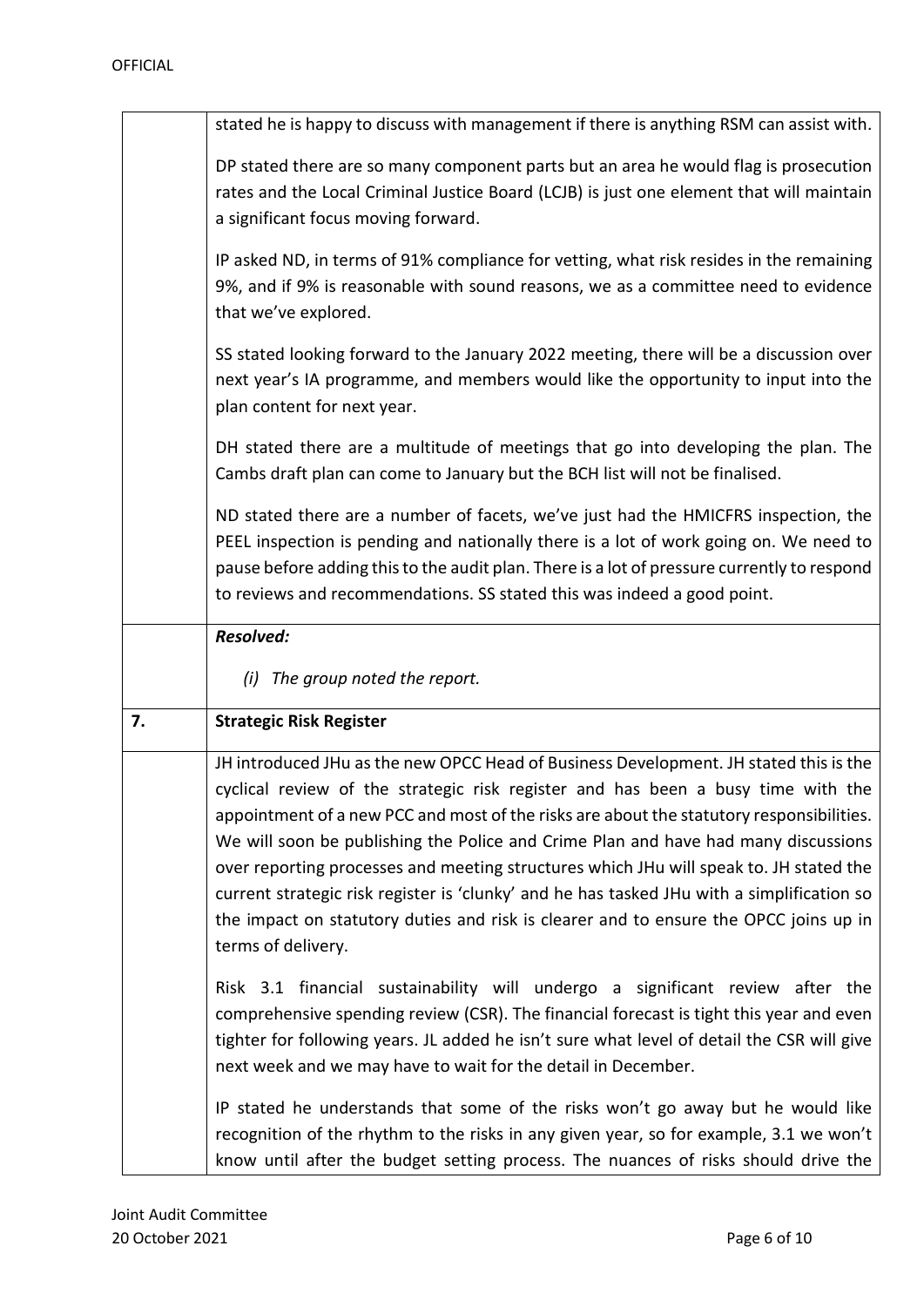OFFICIAL

| | |
|---|---|
| | stated he is happy to discuss with management if there is anything RSM can assist with.<br><br>DP stated there are so many component parts but an area he would flag is prosecution rates and the Local Criminal Justice Board (LCJB) is just one element that will maintain a significant focus moving forward.<br><br>IP asked ND, in terms of 91% compliance for vetting, what risk resides in the remaining 9%, and if 9% is reasonable with sound reasons, we as a committee need to evidence that we've explored.<br><br>SS stated looking forward to the January 2022 meeting, there will be a discussion over next year's IA programme, and members would like the opportunity to input into the plan content for next year.<br><br>DH stated there are a multitude of meetings that go into developing the plan. The Cambs draft plan can come to January but the BCH list will not be finalised.<br><br>ND stated there are a number of facets, we've just had the HMICFRS inspection, the PEEL inspection is pending and nationally there is a lot of work going on. We need to pause before adding this to the audit plan. There is a lot of pressure currently to respond to reviews and recommendations. SS stated this was indeed a good point. |
| | ***Resolved:***<br><br>*(i) The group noted the report.* |
| **7.** | **Strategic Risk Register** |
| | JH introduced JHu as the new OPCC Head of Business Development. JH stated this is the cyclical review of the strategic risk register and has been a busy time with the appointment of a new PCC and most of the risks are about the statutory responsibilities. We will soon be publishing the Police and Crime Plan and have had many discussions over reporting processes and meeting structures which JHu will speak to. JH stated the current strategic risk register is 'clunky' and he has tasked JHu with a simplification so the impact on statutory duties and risk is clearer and to ensure the OPCC joins up in terms of delivery.<br><br>Risk 3.1 financial sustainability will undergo a significant review after the comprehensive spending review (CSR). The financial forecast is tight this year and even tighter for following years. JL added he isn't sure what level of detail the CSR will give next week and we may have to wait for the detail in December.<br><br>IP stated he understands that some of the risks won't go away but he would like recognition of the rhythm to the risks in any given year, so for example, 3.1 we won't know until after the budget setting process. The nuances of risks should drive the |

Joint Audit Committee
20 October 2021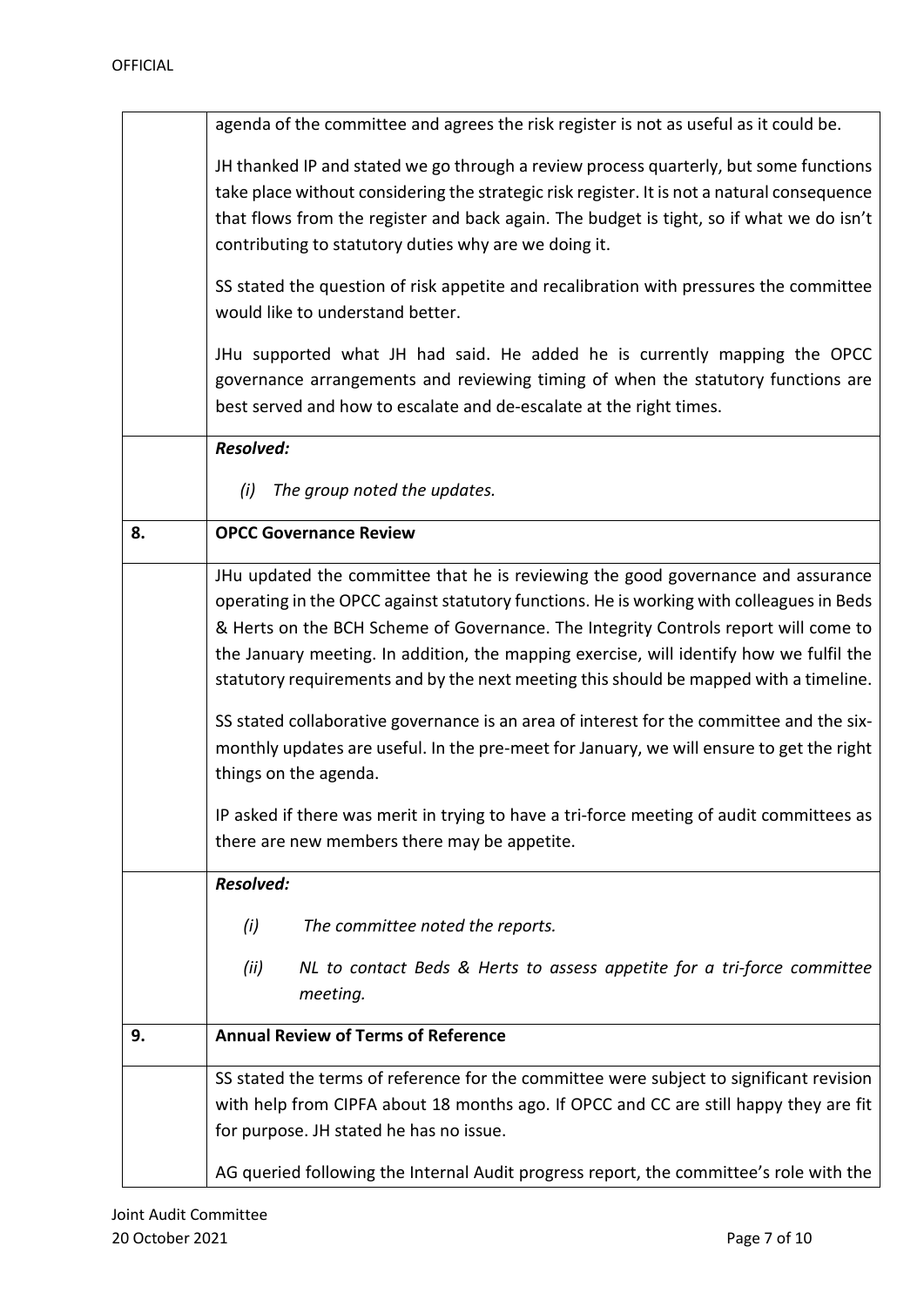| | |
|---|---|
| | agenda of the committee and agrees the risk register is not as useful as it could be.<br><br>JH thanked IP and stated we go through a review process quarterly, but some functions take place without considering the strategic risk register. It is not a natural consequence that flows from the register and back again. The budget is tight, so if what we do isn't contributing to statutory duties why are we doing it.<br><br>SS stated the question of risk appetite and recalibration with pressures the committee would like to understand better.<br><br>JHu supported what JH had said. He added he is currently mapping the OPCC governance arrangements and reviewing timing of when the statutory functions are best served and how to escalate and de-escalate at the right times. |
| | ***Resolved:***<br><br>*(i) The group noted the updates.* |
| **8.** | **OPCC Governance Review** |
| | JHu updated the committee that he is reviewing the good governance and assurance operating in the OPCC against statutory functions. He is working with colleagues in Beds & Herts on the BCH Scheme of Governance. The Integrity Controls report will come to the January meeting. In addition, the mapping exercise, will identify how we fulfil the statutory requirements and by the next meeting this should be mapped with a timeline.<br><br>SS stated collaborative governance is an area of interest for the committee and the six-monthly updates are useful. In the pre-meet for January, we will ensure to get the right things on the agenda.<br><br>IP asked if there was merit in trying to have a tri-force meeting of audit committees as there are new members there may be appetite. |
| | ***Resolved:***<br><br>*(i) The committee noted the reports.*<br><br>*(ii) NL to contact Beds & Herts to assess appetite for a tri-force committee meeting.* |
| **9.** | **Annual Review of Terms of Reference** |
| | SS stated the terms of reference for the committee were subject to significant revision with help from CIPFA about 18 months ago. If OPCC and CC are still happy they are fit for purpose. JH stated he has no issue.<br><br>AG queried following the Internal Audit progress report, the committee's role with the |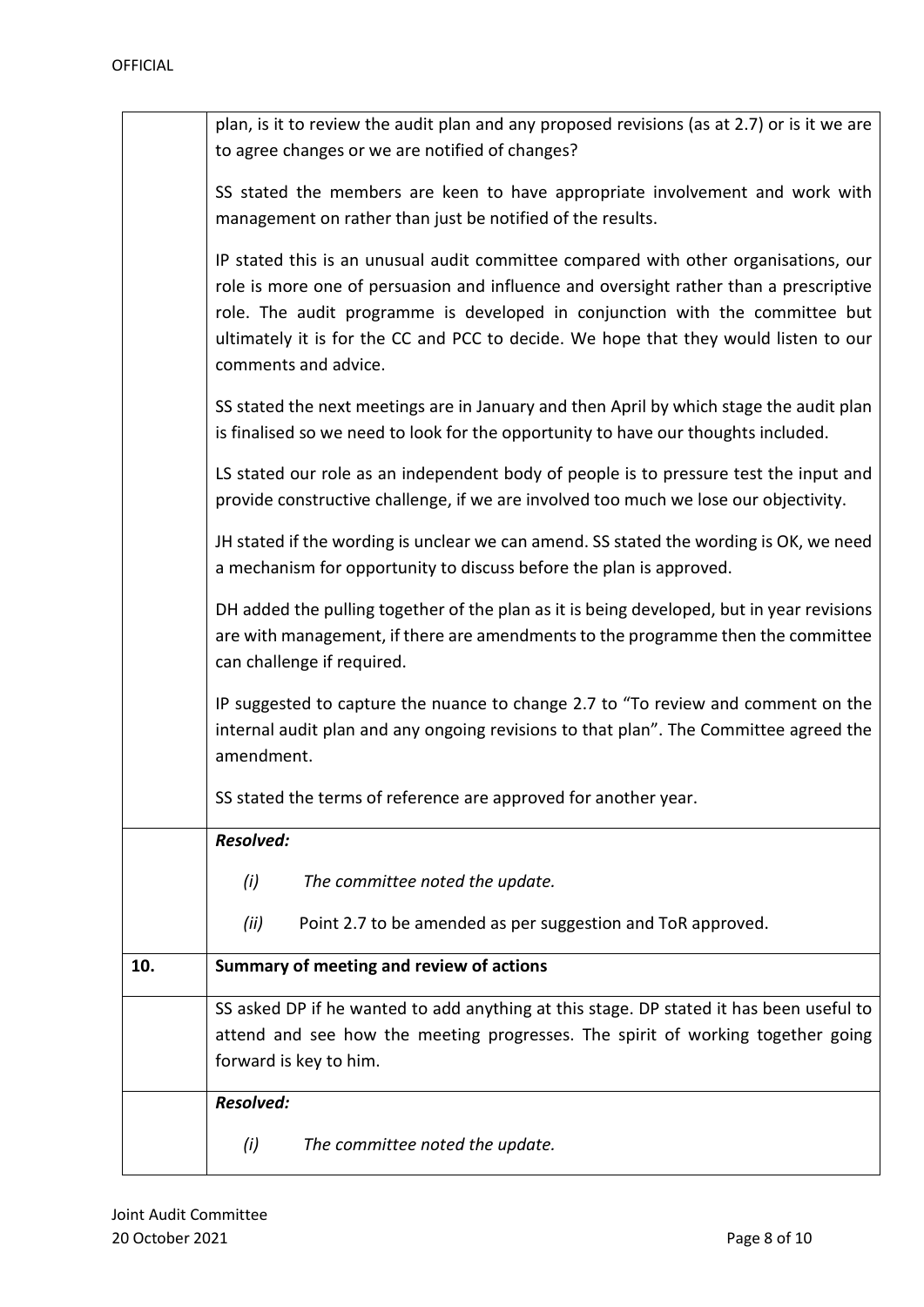| | |
|---|---|
| | plan, is it to review the audit plan and any proposed revisions (as at 2.7) or is it we are to agree changes or we are notified of changes?<br><br>SS stated the members are keen to have appropriate involvement and work with management on rather than just be notified of the results.<br><br>IP stated this is an unusual audit committee compared with other organisations, our role is more one of persuasion and influence and oversight rather than a prescriptive role. The audit programme is developed in conjunction with the committee but ultimately it is for the CC and PCC to decide. We hope that they would listen to our comments and advice.<br><br>SS stated the next meetings are in January and then April by which stage the audit plan is finalised so we need to look for the opportunity to have our thoughts included.<br><br>LS stated our role as an independent body of people is to pressure test the input and provide constructive challenge, if we are involved too much we lose our objectivity.<br><br>JH stated if the wording is unclear we can amend. SS stated the wording is OK, we need a mechanism for opportunity to discuss before the plan is approved.<br><br>DH added the pulling together of the plan as it is being developed, but in year revisions are with management, if there are amendments to the programme then the committee can challenge if required.<br><br>IP suggested to capture the nuance to change 2.7 to "To review and comment on the internal audit plan and any ongoing revisions to that plan". The Committee agreed the amendment.<br><br>SS stated the terms of reference are approved for another year. |
| | ***Resolved:***<br><br>*(i) The committee noted the update.*<br><br>*(ii)* Point 2.7 to be amended as per suggestion and ToR approved. |
| **10.** | **Summary of meeting and review of actions** |
| | SS asked DP if he wanted to add anything at this stage. DP stated it has been useful to attend and see how the meeting progresses. The spirit of working together going forward is key to him. |
| | ***Resolved:***<br><br>*(i) The committee noted the update.* |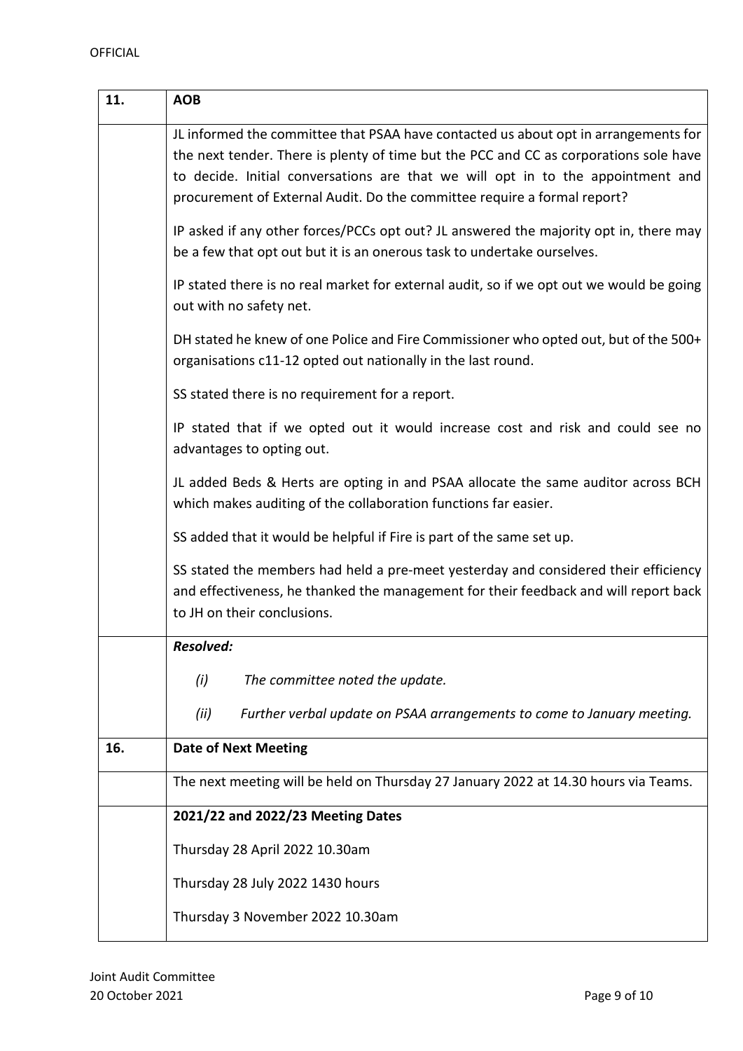| 11. | AOB |
|---|---|
| | JL informed the committee that PSAA have contacted us about opt in arrangements for the next tender. There is plenty of time but the PCC and CC as corporations sole have to decide. Initial conversations are that we will opt in to the appointment and procurement of External Audit. Do the committee require a formal report?<br><br>IP asked if any other forces/PCCs opt out? JL answered the majority opt in, there may be a few that opt out but it is an onerous task to undertake ourselves.<br><br>IP stated there is no real market for external audit, so if we opt out we would be going out with no safety net.<br><br>DH stated he knew of one Police and Fire Commissioner who opted out, but of the 500+ organisations c11-12 opted out nationally in the last round.<br><br>SS stated there is no requirement for a report.<br><br>IP stated that if we opted out it would increase cost and risk and could see no advantages to opting out.<br><br>JL added Beds & Herts are opting in and PSAA allocate the same auditor across BCH which makes auditing of the collaboration functions far easier.<br><br>SS added that it would be helpful if Fire is part of the same set up.<br><br>SS stated the members had held a pre-meet yesterday and considered their efficiency and effectiveness, he thanked the management for their feedback and will report back to JH on their conclusions. |
| | ***Resolved:***<br><br>*(i) The committee noted the update.*<br><br>*(ii) Further verbal update on PSAA arrangements to come to January meeting.* |
| **16.** | **Date of Next Meeting** |
| | The next meeting will be held on Thursday 27 January 2022 at 14.30 hours via Teams. |
| | **2021/22 and 2022/23 Meeting Dates**<br><br>Thursday 28 April 2022 10.30am<br><br>Thursday 28 July 2022 1430 hours<br><br>Thursday 3 November 2022 10.30am |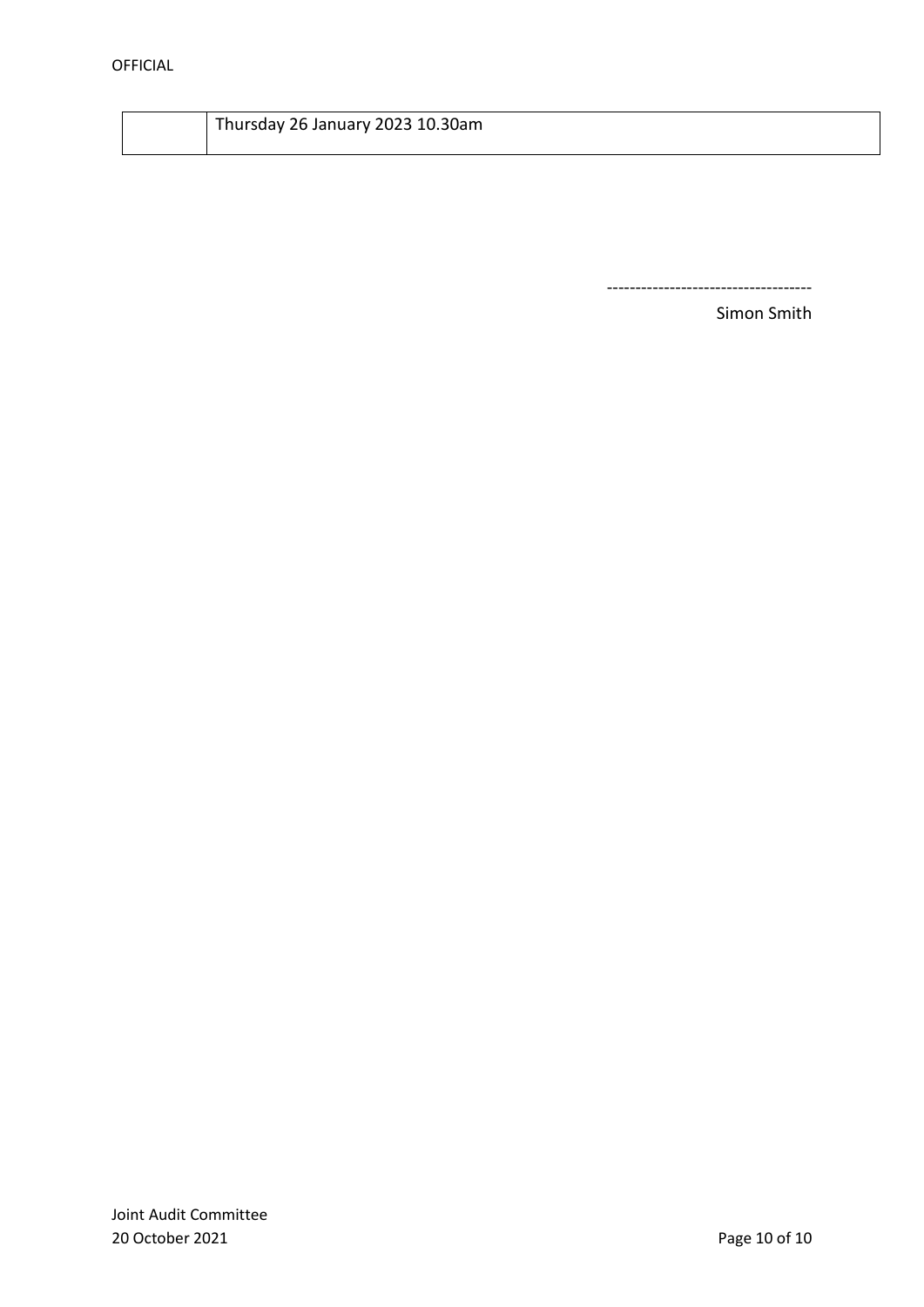| | |
|---|---|
| | Thursday 26 January 2023 10.30am |

------------------------------------

Simon Smith